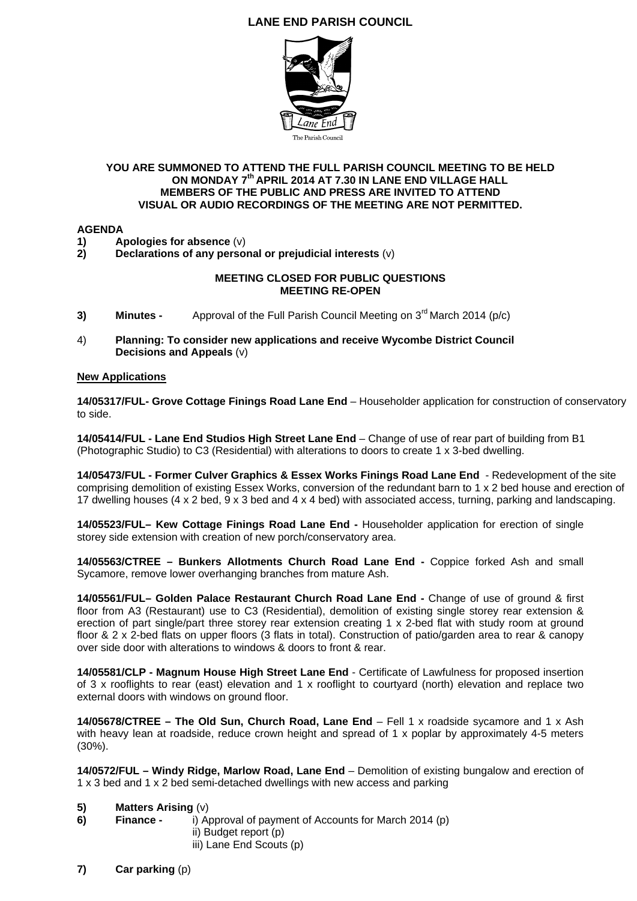# LANE END PARISH COUNCIL

**YOU ARE SUMMONED TO ATTEND THE FULL PARISH COUNCIL MEETING TO BE HELD ON MONDAY 7th APRIL 2014 AT 7.30 IN LANE END VILLAGE HALL**
**MEMBERS OF THE PUBLIC AND PRESS ARE INVITED TO ATTEND**
**VISUAL OR AUDIO RECORDINGS OF THE MEETING ARE NOT PERMITTED.**

**AGENDA**

1) **Apologies for absence** (v)
2) **Declarations of any personal or prejudicial interests** (v)

**MEETING CLOSED FOR PUBLIC QUESTIONS**
**MEETING RE-OPEN**

3) **Minutes -** Approval of the Full Parish Council Meeting on 3rd March 2014 (p/c)

4) **Planning: To consider new applications and receive Wycombe District Council Decisions and Appeals** (v)

**New Applications**

**14/05317/FUL- Grove Cottage Finings Road Lane End** – Householder application for construction of conservatory to side.

**14/05414/FUL - Lane End Studios High Street Lane End** – Change of use of rear part of building from B1 (Photographic Studio) to C3 (Residential) with alterations to doors to create 1 x 3-bed dwelling.

**14/05473/FUL - Former Culver Graphics & Essex Works Finings Road Lane End** - Redevelopment of the site comprising demolition of existing Essex Works, conversion of the redundant barn to 1 x 2 bed house and erection of 17 dwelling houses (4 x 2 bed, 9 x 3 bed and 4 x 4 bed) with associated access, turning, parking and landscaping.

**14/05523/FUL– Kew Cottage Finings Road Lane End -** Householder application for erection of single storey side extension with creation of new porch/conservatory area.

**14/05563/CTREE – Bunkers Allotments Church Road Lane End -** Coppice forked Ash and small Sycamore, remove lower overhanging branches from mature Ash.

**14/05561/FUL– Golden Palace Restaurant Church Road Lane End -** Change of use of ground & first floor from A3 (Restaurant) use to C3 (Residential), demolition of existing single storey rear extension & erection of part single/part three storey rear extension creating 1 x 2-bed flat with study room at ground floor & 2 x 2-bed flats on upper floors (3 flats in total). Construction of patio/garden area to rear & canopy over side door with alterations to windows & doors to front & rear.

**14/05581/CLP - Magnum House High Street Lane End** - Certificate of Lawfulness for proposed insertion of 3 x rooflights to rear (east) elevation and 1 x rooflight to courtyard (north) elevation and replace two external doors with windows on ground floor.

**14/05678/CTREE – The Old Sun, Church Road, Lane End** – Fell 1 x roadside sycamore and 1 x Ash with heavy lean at roadside, reduce crown height and spread of 1 x poplar by approximately 4-5 meters (30%).

**14/0572/FUL – Windy Ridge, Marlow Road, Lane End** – Demolition of existing bungalow and erection of 1 x 3 bed and 1 x 2 bed semi-detached dwellings with new access and parking

5) **Matters Arising** (v)
6) **Finance -** i) Approval of payment of Accounts for March 2014 (p)
   ii) Budget report (p)
   iii) Lane End Scouts (p)

7) **Car parking** (p)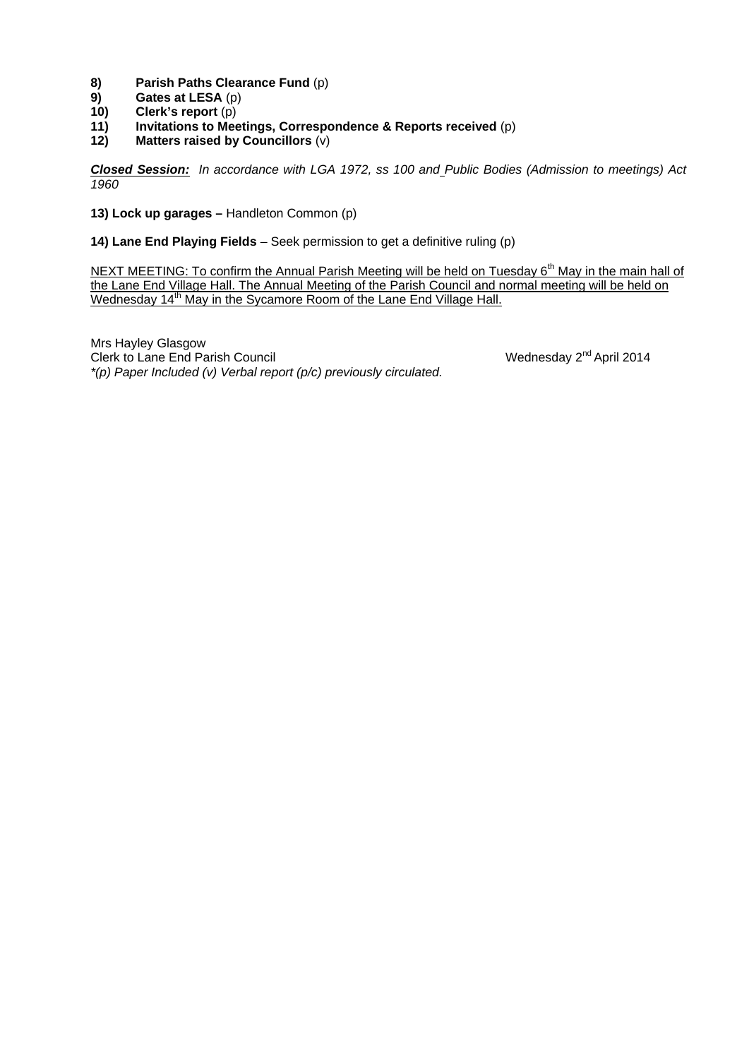8) **Parish Paths Clearance Fund** (p)
9) **Gates at LESA** (p)
10) **Clerk's report** (p)
11) **Invitations to Meetings, Correspondence & Reports received** (p)
12) **Matters raised by Councillors** (v)

***Closed Session:*** *In accordance with LGA 1972, ss 100 and Public Bodies (Admission to meetings) Act 1960*

**13) Lock up garages –** Handleton Common (p)

**14) Lane End Playing Fields** – Seek permission to get a definitive ruling (p)

NEXT MEETING: To confirm the Annual Parish Meeting will be held on Tuesday 6th May in the main hall of the Lane End Village Hall. The Annual Meeting of the Parish Council and normal meeting will be held on Wednesday 14th May in the Sycamore Room of the Lane End Village Hall.

Mrs Hayley Glasgow
Clerk to Lane End Parish Council — Wednesday 2nd April 2014
*\*(p) Paper Included (v) Verbal report (p/c) previously circulated.*